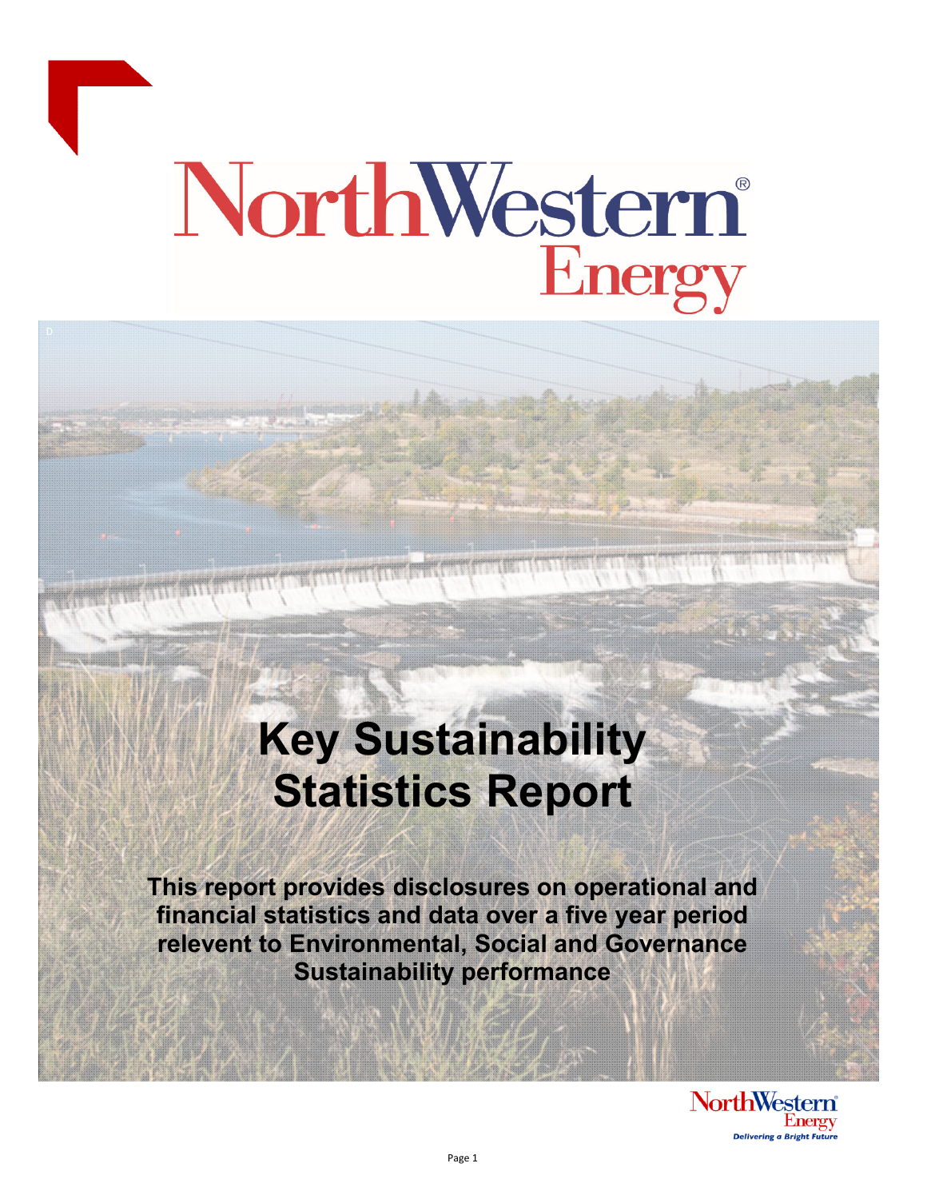NorthWestern® Energy

# Key Sustainability Statistics Report

**This report provides disclosures on operational and financial statistics and data over a five year period relevent to Environmental, Social and Governance Sustainability performance**

NorthWestern® Energy
*Delivering a Bright Future*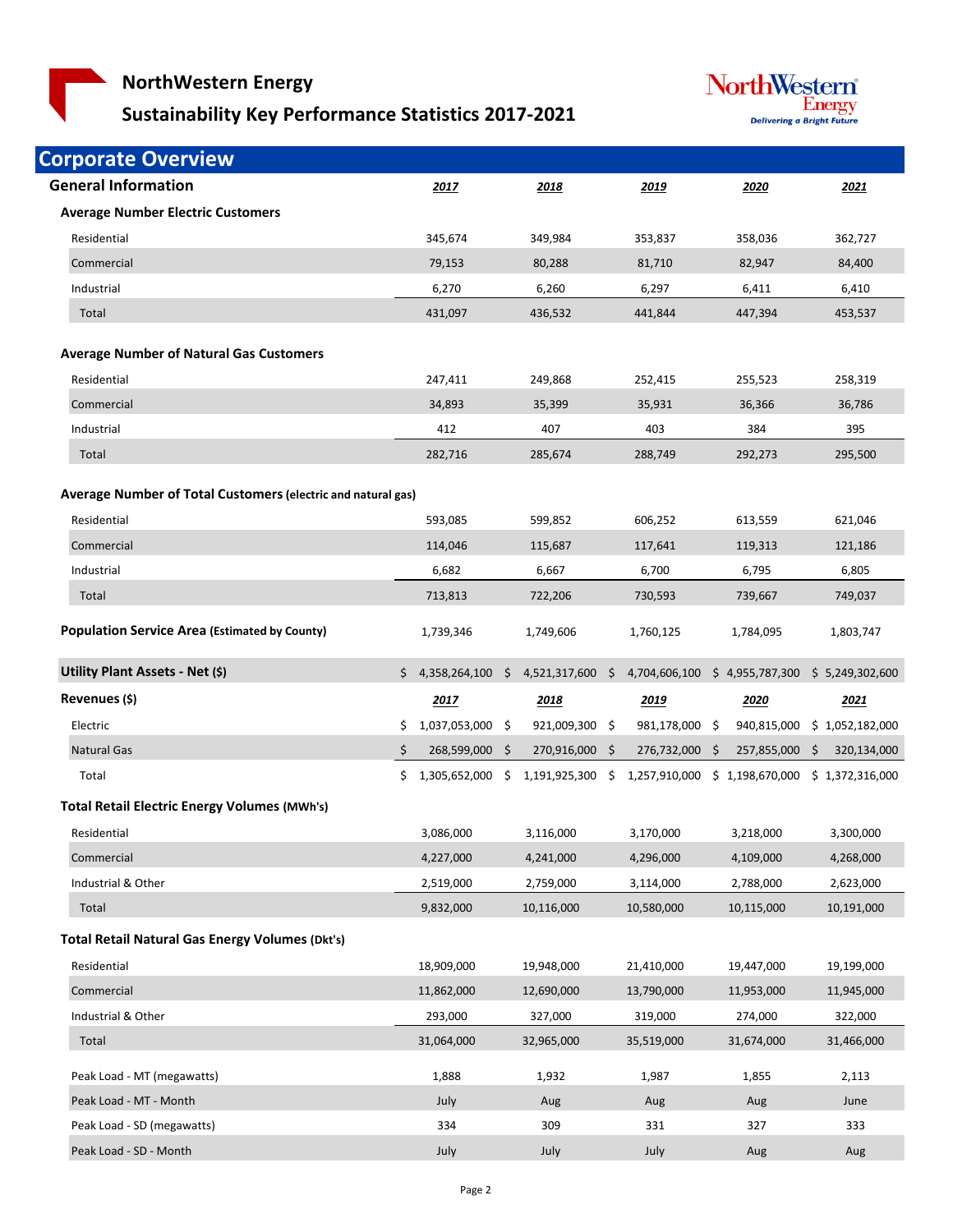# NorthWestern Energy

## Sustainability Key Performance Statistics 2017-2021

## Corporate Overview

### General Information

| | 2017 | 2018 | 2019 | 2020 | 2021 |
|---|---|---|---|---|---|
| **Average Number Electric Customers** | | | | | |
| Residential | 345,674 | 349,984 | 353,837 | 358,036 | 362,727 |
| Commercial | 79,153 | 80,288 | 81,710 | 82,947 | 84,400 |
| Industrial | 6,270 | 6,260 | 6,297 | 6,411 | 6,410 |
| Total | 431,097 | 436,532 | 441,844 | 447,394 | 453,537 |
| **Average Number of Natural Gas Customers** | | | | | |
| Residential | 247,411 | 249,868 | 252,415 | 255,523 | 258,319 |
| Commercial | 34,893 | 35,399 | 35,931 | 36,366 | 36,786 |
| Industrial | 412 | 407 | 403 | 384 | 395 |
| Total | 282,716 | 285,674 | 288,749 | 292,273 | 295,500 |
| **Average Number of Total Customers** (electric and natural gas) | | | | | |
| Residential | 593,085 | 599,852 | 606,252 | 613,559 | 621,046 |
| Commercial | 114,046 | 115,687 | 117,641 | 119,313 | 121,186 |
| Industrial | 6,682 | 6,667 | 6,700 | 6,795 | 6,805 |
| Total | 713,813 | 722,206 | 730,593 | 739,667 | 749,037 |
| **Population Service Area** (Estimated by County) | 1,739,346 | 1,749,606 | 1,760,125 | 1,784,095 | 1,803,747 |
| **Utility Plant Assets - Net ($)** | $ 4,358,264,100 | $ 4,521,317,600 | $ 4,704,606,100 | $ 4,955,787,300 | $ 5,249,302,600 |

| **Revenues ($)** | 2017 | 2018 | 2019 | 2020 | 2021 |
|---|---|---|---|---|---|
| Electric | $ 1,037,053,000 | $ 921,009,300 | $ 981,178,000 | $ 940,815,000 | $ 1,052,182,000 |
| Natural Gas | $ 268,599,000 | $ 270,916,000 | $ 276,732,000 | $ 257,855,000 | $ 320,134,000 |
| Total | $ 1,305,652,000 | $ 1,191,925,300 | $ 1,257,910,000 | $ 1,198,670,000 | $ 1,372,316,000 |
| **Total Retail Electric Energy Volumes** (MWh's) | | | | | |
| Residential | 3,086,000 | 3,116,000 | 3,170,000 | 3,218,000 | 3,300,000 |
| Commercial | 4,227,000 | 4,241,000 | 4,296,000 | 4,109,000 | 4,268,000 |
| Industrial & Other | 2,519,000 | 2,759,000 | 3,114,000 | 2,788,000 | 2,623,000 |
| Total | 9,832,000 | 10,116,000 | 10,580,000 | 10,115,000 | 10,191,000 |
| **Total Retail Natural Gas Energy Volumes** (Dkt's) | | | | | |
| Residential | 18,909,000 | 19,948,000 | 21,410,000 | 19,447,000 | 19,199,000 |
| Commercial | 11,862,000 | 12,690,000 | 13,790,000 | 11,953,000 | 11,945,000 |
| Industrial & Other | 293,000 | 327,000 | 319,000 | 274,000 | 322,000 |
| Total | 31,064,000 | 32,965,000 | 35,519,000 | 31,674,000 | 31,466,000 |
| Peak Load - MT (megawatts) | 1,888 | 1,932 | 1,987 | 1,855 | 2,113 |
| Peak Load - MT - Month | July | Aug | Aug | Aug | June |
| Peak Load - SD (megawatts) | 334 | 309 | 331 | 327 | 333 |
| Peak Load - SD - Month | July | July | July | Aug | Aug |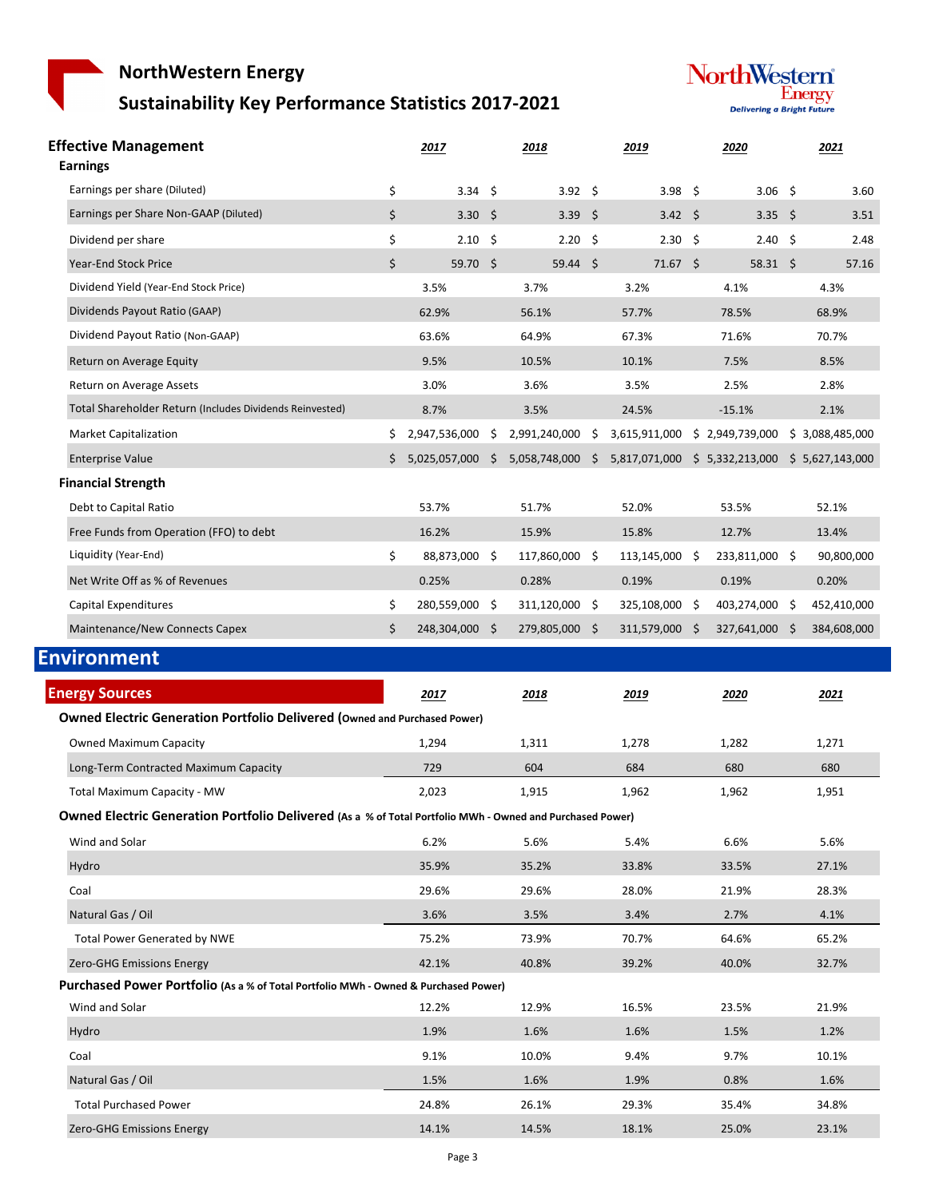# NorthWestern Energy

## Sustainability Key Performance Statistics 2017-2021

### Effective Management

| Effective Management | 2017 | 2018 | 2019 | 2020 | 2021 |
|---|---|---|---|---|---|
| **Earnings** | | | | | |
| Earnings per share (Diluted) | $ 3.34 | $ 3.92 | $ 3.98 | $ 3.06 | $ 3.60 |
| Earnings per Share Non-GAAP (Diluted) | $ 3.30 | $ 3.39 | $ 3.42 | $ 3.35 | $ 3.51 |
| Dividend per share | $ 2.10 | $ 2.20 | $ 2.30 | $ 2.40 | $ 2.48 |
| Year-End Stock Price | $ 59.70 | $ 59.44 | $ 71.67 | $ 58.31 | $ 57.16 |
| Dividend Yield (Year-End Stock Price) | 3.5% | 3.7% | 3.2% | 4.1% | 4.3% |
| Dividends Payout Ratio (GAAP) | 62.9% | 56.1% | 57.7% | 78.5% | 68.9% |
| Dividend Payout Ratio (Non-GAAP) | 63.6% | 64.9% | 67.3% | 71.6% | 70.7% |
| Return on Average Equity | 9.5% | 10.5% | 10.1% | 7.5% | 8.5% |
| Return on Average Assets | 3.0% | 3.6% | 3.5% | 2.5% | 2.8% |
| Total Shareholder Return (Includes Dividends Reinvested) | 8.7% | 3.5% | 24.5% | -15.1% | 2.1% |
| Market Capitalization | $ 2,947,536,000 | $ 2,991,240,000 | $ 3,615,911,000 | $ 2,949,739,000 | $ 3,088,485,000 |
| Enterprise Value | $ 5,025,057,000 | $ 5,058,748,000 | $ 5,817,071,000 | $ 5,332,213,000 | $ 5,627,143,000 |
| **Financial Strength** | | | | | |
| Debt to Capital Ratio | 53.7% | 51.7% | 52.0% | 53.5% | 52.1% |
| Free Funds from Operation (FFO) to debt | 16.2% | 15.9% | 15.8% | 12.7% | 13.4% |
| Liquidity (Year-End) | $ 88,873,000 | $ 117,860,000 | $ 113,145,000 | $ 233,811,000 | $ 90,800,000 |
| Net Write Off as % of Revenues | 0.25% | 0.28% | 0.19% | 0.19% | 0.20% |
| Capital Expenditures | $ 280,559,000 | $ 311,120,000 | $ 325,108,000 | $ 403,274,000 | $ 452,410,000 |
| Maintenance/New Connects Capex | $ 248,304,000 | $ 279,805,000 | $ 311,579,000 | $ 327,641,000 | $ 384,608,000 |

## Environment

### Energy Sources

| Energy Sources | 2017 | 2018 | 2019 | 2020 | 2021 |
|---|---|---|---|---|---|
| **Owned Electric Generation Portfolio Delivered (Owned and Purchased Power)** | | | | | |
| Owned Maximum Capacity | 1,294 | 1,311 | 1,278 | 1,282 | 1,271 |
| Long-Term Contracted Maximum Capacity | 729 | 604 | 684 | 680 | 680 |
| Total Maximum Capacity - MW | 2,023 | 1,915 | 1,962 | 1,962 | 1,951 |
| **Owned Electric Generation Portfolio Delivered (As a % of Total Portfolio MWh - Owned and Purchased Power)** | | | | | |
| Wind and Solar | 6.2% | 5.6% | 5.4% | 6.6% | 5.6% |
| Hydro | 35.9% | 35.2% | 33.8% | 33.5% | 27.1% |
| Coal | 29.6% | 29.6% | 28.0% | 21.9% | 28.3% |
| Natural Gas / Oil | 3.6% | 3.5% | 3.4% | 2.7% | 4.1% |
| Total Power Generated by NWE | 75.2% | 73.9% | 70.7% | 64.6% | 65.2% |
| Zero-GHG Emissions Energy | 42.1% | 40.8% | 39.2% | 40.0% | 32.7% |
| **Purchased Power Portfolio (As a % of Total Portfolio MWh - Owned & Purchased Power)** | | | | | |
| Wind and Solar | 12.2% | 12.9% | 16.5% | 23.5% | 21.9% |
| Hydro | 1.9% | 1.6% | 1.6% | 1.5% | 1.2% |
| Coal | 9.1% | 10.0% | 9.4% | 9.7% | 10.1% |
| Natural Gas / Oil | 1.5% | 1.6% | 1.9% | 0.8% | 1.6% |
| Total Purchased Power | 24.8% | 26.1% | 29.3% | 35.4% | 34.8% |
| Zero-GHG Emissions Energy | 14.1% | 14.5% | 18.1% | 25.0% | 23.1% |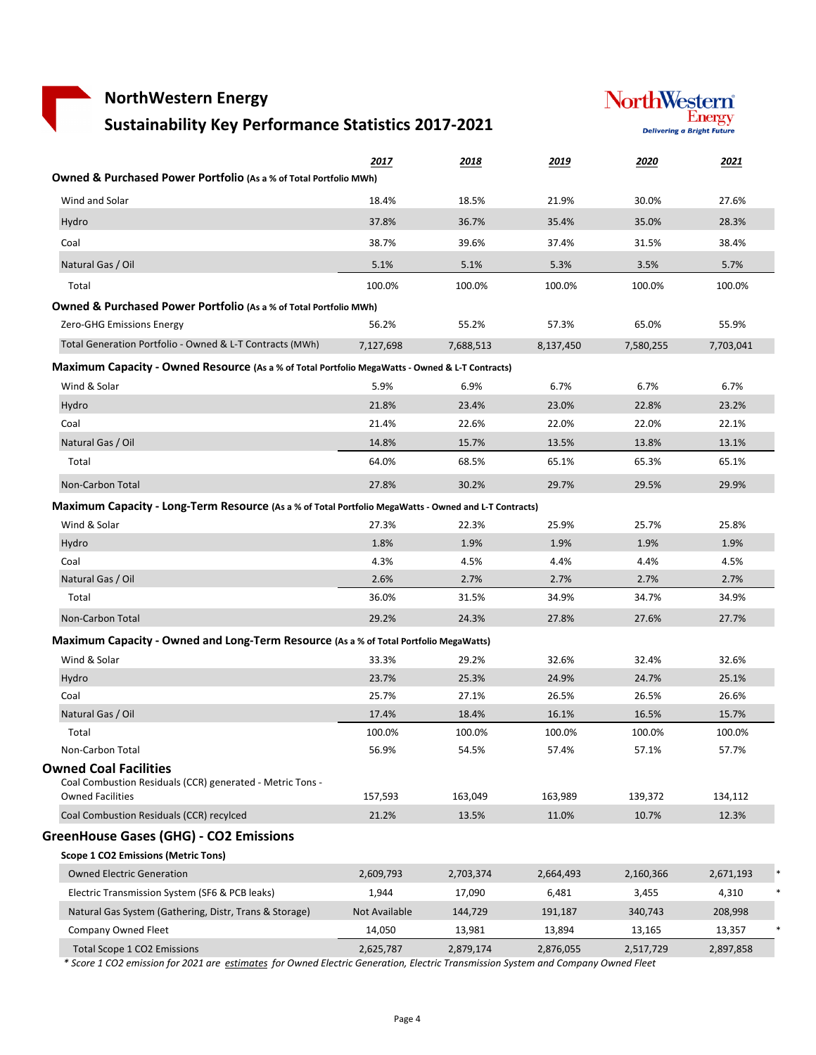# NorthWestern Energy

## Sustainability Key Performance Statistics 2017-2021

| | 2017 | 2018 | 2019 | 2020 | 2021 | |
|---|---|---|---|---|---|---|
| **Owned & Purchased Power Portfolio** (As a % of Total Portfolio MWh) | | | | | | |
| Wind and Solar | 18.4% | 18.5% | 21.9% | 30.0% | 27.6% | |
| Hydro | 37.8% | 36.7% | 35.4% | 35.0% | 28.3% | |
| Coal | 38.7% | 39.6% | 37.4% | 31.5% | 38.4% | |
| Natural Gas / Oil | 5.1% | 5.1% | 5.3% | 3.5% | 5.7% | |
| Total | 100.0% | 100.0% | 100.0% | 100.0% | 100.0% | |
| **Owned & Purchased Power Portfolio** (As a % of Total Portfolio MWh) | | | | | | |
| Zero-GHG Emissions Energy | 56.2% | 55.2% | 57.3% | 65.0% | 55.9% | |
| Total Generation Portfolio - Owned & L-T Contracts (MWh) | 7,127,698 | 7,688,513 | 8,137,450 | 7,580,255 | 7,703,041 | |
| **Maximum Capacity - Owned Resource** (As a % of Total Portfolio MegaWatts - Owned & L-T Contracts) | | | | | | |
| Wind & Solar | 5.9% | 6.9% | 6.7% | 6.7% | 6.7% | |
| Hydro | 21.8% | 23.4% | 23.0% | 22.8% | 23.2% | |
| Coal | 21.4% | 22.6% | 22.0% | 22.0% | 22.1% | |
| Natural Gas / Oil | 14.8% | 15.7% | 13.5% | 13.8% | 13.1% | |
| Total | 64.0% | 68.5% | 65.1% | 65.3% | 65.1% | |
| Non-Carbon Total | 27.8% | 30.2% | 29.7% | 29.5% | 29.9% | |
| **Maximum Capacity - Long-Term Resource** (As a % of Total Portfolio MegaWatts - Owned and L-T Contracts) | | | | | | |
| Wind & Solar | 27.3% | 22.3% | 25.9% | 25.7% | 25.8% | |
| Hydro | 1.8% | 1.9% | 1.9% | 1.9% | 1.9% | |
| Coal | 4.3% | 4.5% | 4.4% | 4.4% | 4.5% | |
| Natural Gas / Oil | 2.6% | 2.7% | 2.7% | 2.7% | 2.7% | |
| Total | 36.0% | 31.5% | 34.9% | 34.7% | 34.9% | |
| Non-Carbon Total | 29.2% | 24.3% | 27.8% | 27.6% | 27.7% | |
| **Maximum Capacity - Owned and Long-Term Resource** (As a % of Total Portfolio MegaWatts) | | | | | | |
| Wind & Solar | 33.3% | 29.2% | 32.6% | 32.4% | 32.6% | |
| Hydro | 23.7% | 25.3% | 24.9% | 24.7% | 25.1% | |
| Coal | 25.7% | 27.1% | 26.5% | 26.5% | 26.6% | |
| Natural Gas / Oil | 17.4% | 18.4% | 16.1% | 16.5% | 15.7% | |
| Total | 100.0% | 100.0% | 100.0% | 100.0% | 100.0% | |
| Non-Carbon Total | 56.9% | 54.5% | 57.4% | 57.1% | 57.7% | |
| **Owned Coal Facilities** | | | | | | |
| Coal Combustion Residuals (CCR) generated - Metric Tons - Owned Facilities | 157,593 | 163,049 | 163,989 | 139,372 | 134,112 | |
| Coal Combustion Residuals (CCR) recylced | 21.2% | 13.5% | 11.0% | 10.7% | 12.3% | |
| **GreenHouse Gases (GHG) - CO2 Emissions** | | | | | | |
| **Scope 1 CO2 Emissions (Metric Tons)** | | | | | | |
| Owned Electric Generation | 2,609,793 | 2,703,374 | 2,664,493 | 2,160,366 | 2,671,193 | * |
| Electric Transmission System (SF6 & PCB leaks) | 1,944 | 17,090 | 6,481 | 3,455 | 4,310 | * |
| Natural Gas System (Gathering, Distr, Trans & Storage) | Not Available | 144,729 | 191,187 | 340,743 | 208,998 | |
| Company Owned Fleet | 14,050 | 13,981 | 13,894 | 13,165 | 13,357 | * |
| Total Scope 1 CO2 Emissions | 2,625,787 | 2,879,174 | 2,876,055 | 2,517,729 | 2,897,858 | |

*\* Score 1 CO2 emission for 2021 are estimates for Owned Electric Generation, Electric Transmission System and Company Owned Fleet*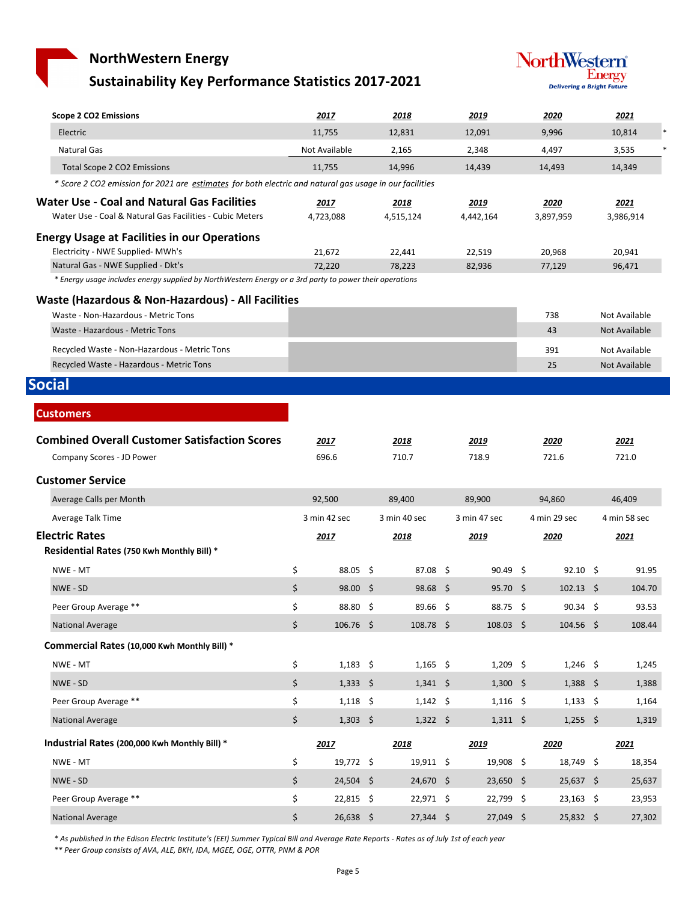# NorthWestern Energy

## Sustainability Key Performance Statistics 2017-2021

| Scope 2 CO2 Emissions | 2017 | 2018 | 2019 | 2020 | 2021 | |
|---|---|---|---|---|---|---|
| Electric | 11,755 | 12,831 | 12,091 | 9,996 | 10,814 | * |
| Natural Gas | Not Available | 2,165 | 2,348 | 4,497 | 3,535 | * |
| Total Scope 2 CO2 Emissions | 11,755 | 14,996 | 14,439 | 14,493 | 14,349 | |

*\* Score 2 CO2 emission for 2021 are estimates for both electric and natural gas usage in our facilities*

### Water Use - Coal and Natural Gas Facilities

| | 2017 | 2018 | 2019 | 2020 | 2021 |
|---|---|---|---|---|---|
| Water Use - Coal & Natural Gas Facilities - Cubic Meters | 4,723,088 | 4,515,124 | 4,442,164 | 3,897,959 | 3,986,914 |

### Energy Usage at Facilities in our Operations

| | 2017 | 2018 | 2019 | 2020 | 2021 |
|---|---|---|---|---|---|
| Electricity - NWE Supplied- MWh's | 21,672 | 22,441 | 22,519 | 20,968 | 20,941 |
| Natural Gas - NWE Supplied - Dkt's | 72,220 | 78,223 | 82,936 | 77,129 | 96,471 |

*\* Energy usage includes energy supplied by NorthWestern Energy or a 3rd party to power their operations*

### Waste (Hazardous & Non-Hazardous) - All Facilities

| | 2017 | 2018 | 2019 | 2020 | 2021 |
|---|---|---|---|---|---|
| Waste - Non-Hazardous - Metric Tons | | | | 738 | Not Available |
| Waste - Hazardous - Metric Tons | | | | 43 | Not Available |
| Recycled Waste - Non-Hazardous - Metric Tons | | | | 391 | Not Available |
| Recycled Waste - Hazardous - Metric Tons | | | | 25 | Not Available |

# Social

## Customers

### Combined Overall Customer Satisfaction Scores

| | 2017 | 2018 | 2019 | 2020 | 2021 |
|---|---|---|---|---|---|
| Company Scores - JD Power | 696.6 | 710.7 | 718.9 | 721.6 | 721.0 |

### Customer Service

| | 2017 | 2018 | 2019 | 2020 | 2021 |
|---|---|---|---|---|---|
| Average Calls per Month | 92,500 | 89,400 | 89,900 | 94,860 | 46,409 |
| Average Talk Time | 3 min 42 sec | 3 min 40 sec | 3 min 47 sec | 4 min 29 sec | 4 min 58 sec |

### Electric Rates

| | 2017 | 2018 | 2019 | 2020 | 2021 |
|---|---|---|---|---|---|
| **Residential Rates (750 Kwh Monthly Bill) \*** | | | | | |
| NWE - MT | $ 88.05 | $ 87.08 | $ 90.49 | $ 92.10 | $ 91.95 |
| NWE - SD | $ 98.00 | $ 98.68 | $ 95.70 | $ 102.13 | $ 104.70 |
| Peer Group Average ** | $ 88.80 | $ 89.66 | $ 88.75 | $ 90.34 | $ 93.53 |
| National Average | $ 106.76 | $ 108.78 | $ 108.03 | $ 104.56 | $ 108.44 |
| **Commercial Rates (10,000 Kwh Monthly Bill) \*** | | | | | |
| NWE - MT | $ 1,183 | $ 1,165 | $ 1,209 | $ 1,246 | $ 1,245 |
| NWE - SD | $ 1,333 | $ 1,341 | $ 1,300 | $ 1,388 | $ 1,388 |
| Peer Group Average ** | $ 1,118 | $ 1,142 | $ 1,116 | $ 1,133 | $ 1,164 |
| National Average | $ 1,303 | $ 1,322 | $ 1,311 | $ 1,255 | $ 1,319 |

| Industrial Rates (200,000 Kwh Monthly Bill) * | 2017 | 2018 | 2019 | 2020 | 2021 |
|---|---|---|---|---|---|
| NWE - MT | $ 19,772 | $ 19,911 | $ 19,908 | $ 18,749 | $ 18,354 |
| NWE - SD | $ 24,504 | $ 24,670 | $ 23,650 | $ 25,637 | $ 25,637 |
| Peer Group Average ** | $ 22,815 | $ 22,971 | $ 22,799 | $ 23,163 | $ 23,953 |
| National Average | $ 26,638 | $ 27,344 | $ 27,049 | $ 25,832 | $ 27,302 |

*\* As published in the Edison Electric Institute's (EEI) Summer Typical Bill and Average Rate Reports - Rates as of July 1st of each year*

*\*\* Peer Group consists of AVA, ALE, BKH, IDA, MGEE, OGE, OTTR, PNM & POR*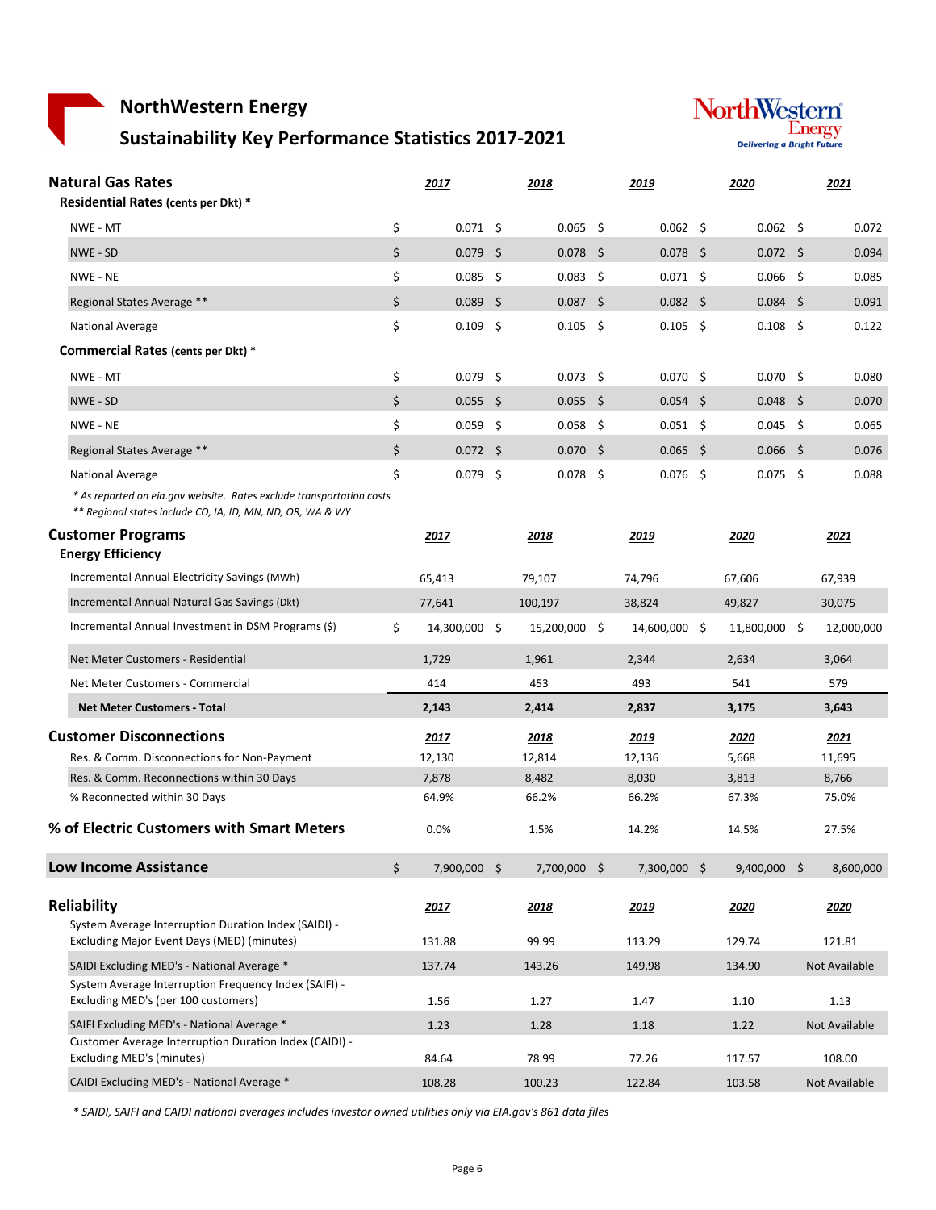# NorthWestern Energy
## Sustainability Key Performance Statistics 2017-2021

### Natural Gas Rates

| | 2017 | 2018 | 2019 | 2020 | 2021 |
|---|---|---|---|---|---|
| **Residential Rates (cents per Dkt) *** | | | | | |
| NWE - MT | $ 0.071 | $ 0.065 | $ 0.062 | $ 0.062 | $ 0.072 |
| NWE - SD | $ 0.079 | $ 0.078 | $ 0.078 | $ 0.072 | $ 0.094 |
| NWE - NE | $ 0.085 | $ 0.083 | $ 0.071 | $ 0.066 | $ 0.085 |
| Regional States Average ** | $ 0.089 | $ 0.087 | $ 0.082 | $ 0.084 | $ 0.091 |
| National Average | $ 0.109 | $ 0.105 | $ 0.105 | $ 0.108 | $ 0.122 |
| **Commercial Rates (cents per Dkt) *** | | | | | |
| NWE - MT | $ 0.079 | $ 0.073 | $ 0.070 | $ 0.070 | $ 0.080 |
| NWE - SD | $ 0.055 | $ 0.055 | $ 0.054 | $ 0.048 | $ 0.070 |
| NWE - NE | $ 0.059 | $ 0.058 | $ 0.051 | $ 0.045 | $ 0.065 |
| Regional States Average ** | $ 0.072 | $ 0.070 | $ 0.065 | $ 0.066 | $ 0.076 |
| National Average | $ 0.079 | $ 0.078 | $ 0.076 | $ 0.075 | $ 0.088 |

*\* As reported on eia.gov website. Rates exclude transportation costs*
*\*\* Regional states include CO, IA, ID, MN, ND, OR, WA & WY*

### Customer Programs

| | 2017 | 2018 | 2019 | 2020 | 2021 |
|---|---|---|---|---|---|
| **Energy Efficiency** | | | | | |
| Incremental Annual Electricity Savings (MWh) | 65,413 | 79,107 | 74,796 | 67,606 | 67,939 |
| Incremental Annual Natural Gas Savings (Dkt) | 77,641 | 100,197 | 38,824 | 49,827 | 30,075 |
| Incremental Annual Investment in DSM Programs ($) | $ 14,300,000 | $ 15,200,000 | $ 14,600,000 | $ 11,800,000 | $ 12,000,000 |
| Net Meter Customers - Residential | 1,729 | 1,961 | 2,344 | 2,634 | 3,064 |
| Net Meter Customers - Commercial | 414 | 453 | 493 | 541 | 579 |
| **Net Meter Customers - Total** | **2,143** | **2,414** | **2,837** | **3,175** | **3,643** |

### Customer Disconnections

| | 2017 | 2018 | 2019 | 2020 | 2021 |
|---|---|---|---|---|---|
| Res. & Comm. Disconnections for Non-Payment | 12,130 | 12,814 | 12,136 | 5,668 | 11,695 |
| Res. & Comm. Reconnections within 30 Days | 7,878 | 8,482 | 8,030 | 3,813 | 8,766 |
| % Reconnected within 30 Days | 64.9% | 66.2% | 66.2% | 67.3% | 75.0% |
| **% of Electric Customers with Smart Meters** | 0.0% | 1.5% | 14.2% | 14.5% | 27.5% |
| **Low Income Assistance** | $ 7,900,000 | $ 7,700,000 | $ 7,300,000 | $ 9,400,000 | $ 8,600,000 |

### Reliability

| | 2017 | 2018 | 2019 | 2020 | 2020 |
|---|---|---|---|---|---|
| System Average Interruption Duration Index (SAIDI) - Excluding Major Event Days (MED) (minutes) | 131.88 | 99.99 | 113.29 | 129.74 | 121.81 |
| SAIDI Excluding MED's - National Average * | 137.74 | 143.26 | 149.98 | 134.90 | Not Available |
| System Average Interruption Frequency Index (SAIFI) - Excluding MED's (per 100 customers) | 1.56 | 1.27 | 1.47 | 1.10 | 1.13 |
| SAIFI Excluding MED's - National Average * | 1.23 | 1.28 | 1.18 | 1.22 | Not Available |
| Customer Average Interruption Duration Index (CAIDI) - Excluding MED's (minutes) | 84.64 | 78.99 | 77.26 | 117.57 | 108.00 |
| CAIDI Excluding MED's - National Average * | 108.28 | 100.23 | 122.84 | 103.58 | Not Available |

*\* SAIDI, SAIFI and CAIDI national averages includes investor owned utilities only via EIA.gov's 861 data files*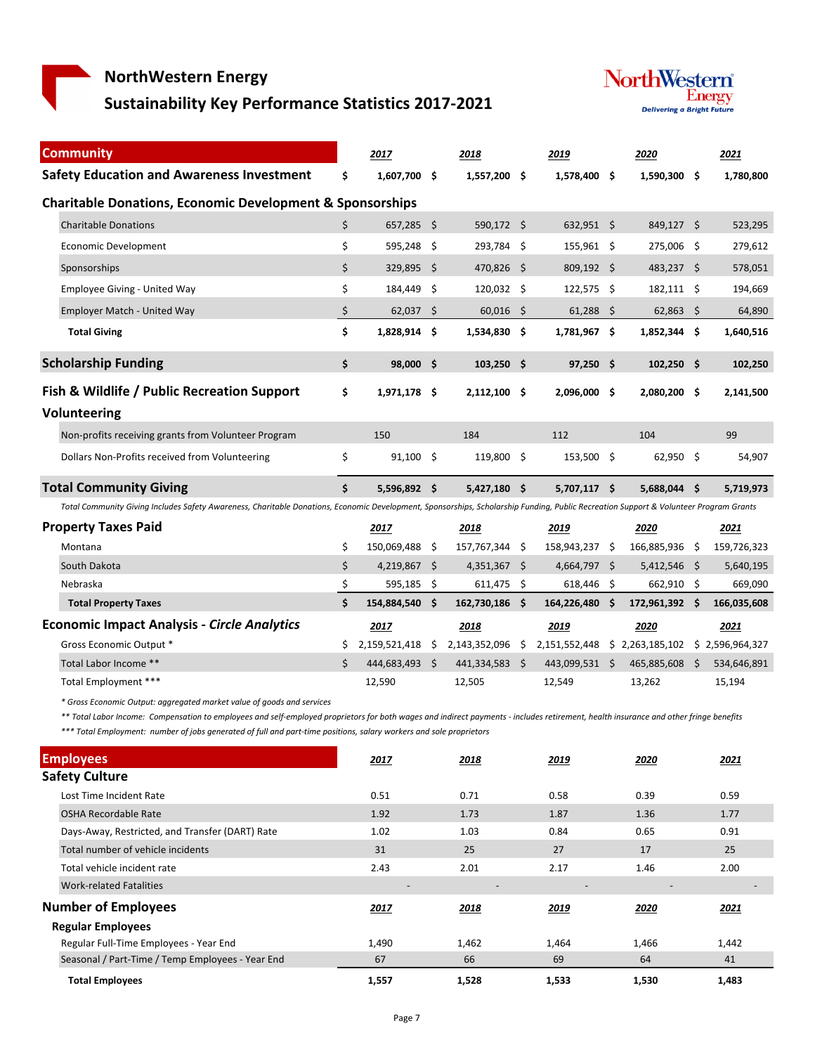# NorthWestern Energy

## Sustainability Key Performance Statistics 2017-2021

| Community | 2017 | 2018 | 2019 | 2020 | 2021 |
|---|---|---|---|---|---|
| **Safety Education and Awareness Investment** | **$ 1,607,700** | **$ 1,557,200** | **$ 1,578,400** | **$ 1,590,300** | **$ 1,780,800** |
| **Charitable Donations, Economic Development & Sponsorships** | | | | | |
| Charitable Donations | $ 657,285 | $ 590,172 | $ 632,951 | $ 849,127 | $ 523,295 |
| Economic Development | $ 595,248 | $ 293,784 | $ 155,961 | $ 275,006 | $ 279,612 |
| Sponsorships | $ 329,895 | $ 470,826 | $ 809,192 | $ 483,237 | $ 578,051 |
| Employee Giving - United Way | $ 184,449 | $ 120,032 | $ 122,575 | $ 182,111 | $ 194,669 |
| Employer Match - United Way | $ 62,037 | $ 60,016 | $ 61,288 | $ 62,863 | $ 64,890 |
| **Total Giving** | **$ 1,828,914** | **$ 1,534,830** | **$ 1,781,967** | **$ 1,852,344** | **$ 1,640,516** |
| **Scholarship Funding** | **$ 98,000** | **$ 103,250** | **$ 97,250** | **$ 102,250** | **$ 102,250** |
| **Fish & Wildlife / Public Recreation Support** | **$ 1,971,178** | **$ 2,112,100** | **$ 2,096,000** | **$ 2,080,200** | **$ 2,141,500** |
| **Volunteering** | | | | | |
| Non-profits receiving grants from Volunteer Program | 150 | 184 | 112 | 104 | 99 |
| Dollars Non-Profits received from Volunteering | $ 91,100 | $ 119,800 | $ 153,500 | $ 62,950 | $ 54,907 |
| **Total Community Giving** | **$ 5,596,892** | **$ 5,427,180** | **$ 5,707,117** | **$ 5,688,044** | **$ 5,719,973** |

*Total Community Giving Includes Safety Awareness, Charitable Donations, Economic Development, Sponsorships, Scholarship Funding, Public Recreation Support & Volunteer Program Grants*

| Property Taxes Paid | 2017 | 2018 | 2019 | 2020 | 2021 |
|---|---|---|---|---|---|
| Montana | $ 150,069,488 | $ 157,767,344 | $ 158,943,237 | $ 166,885,936 | $ 159,726,323 |
| South Dakota | $ 4,219,867 | $ 4,351,367 | $ 4,664,797 | $ 5,412,546 | $ 5,640,195 |
| Nebraska | $ 595,185 | $ 611,475 | $ 618,446 | $ 662,910 | $ 669,090 |
| **Total Property Taxes** | **$ 154,884,540** | **$ 162,730,186** | **$ 164,226,480** | **$ 172,961,392** | **$ 166,035,608** |

| Economic Impact Analysis - *Circle Analytics* | 2017 | 2018 | 2019 | 2020 | 2021 |
|---|---|---|---|---|---|
| Gross Economic Output * | $ 2,159,521,418 | $ 2,143,352,096 | $ 2,151,552,448 | $ 2,263,185,102 | $ 2,596,964,327 |
| Total Labor Income ** | $ 444,683,493 | $ 441,334,583 | $ 443,099,531 | $ 465,885,608 | $ 534,646,891 |
| Total Employment *** | 12,590 | 12,505 | 12,549 | 13,262 | 15,194 |

*\* Gross Economic Output: aggregated market value of goods and services*

*\*\* Total Labor Income: Compensation to employees and self-employed proprietors for both wages and indirect payments - includes retirement, health insurance and other fringe benefits*

*\*\*\* Total Employment: number of jobs generated of full and part-time positions, salary workers and sole proprietors*

| Employees | 2017 | 2018 | 2019 | 2020 | 2021 |
|---|---|---|---|---|---|
| **Safety Culture** | | | | | |
| Lost Time Incident Rate | 0.51 | 0.71 | 0.58 | 0.39 | 0.59 |
| OSHA Recordable Rate | 1.92 | 1.73 | 1.87 | 1.36 | 1.77 |
| Days-Away, Restricted, and Transfer (DART) Rate | 1.02 | 1.03 | 0.84 | 0.65 | 0.91 |
| Total number of vehicle incidents | 31 | 25 | 27 | 17 | 25 |
| Total vehicle incident rate | 2.43 | 2.01 | 2.17 | 1.46 | 2.00 |
| Work-related Fatalities | - | - | - | - | - |

| Number of Employees | 2017 | 2018 | 2019 | 2020 | 2021 |
|---|---|---|---|---|---|
| **Regular Employees** | | | | | |
| Regular Full-Time Employees - Year End | 1,490 | 1,462 | 1,464 | 1,466 | 1,442 |
| Seasonal / Part-Time / Temp Employees - Year End | 67 | 66 | 69 | 64 | 41 |
| **Total Employees** | **1,557** | **1,528** | **1,533** | **1,530** | **1,483** |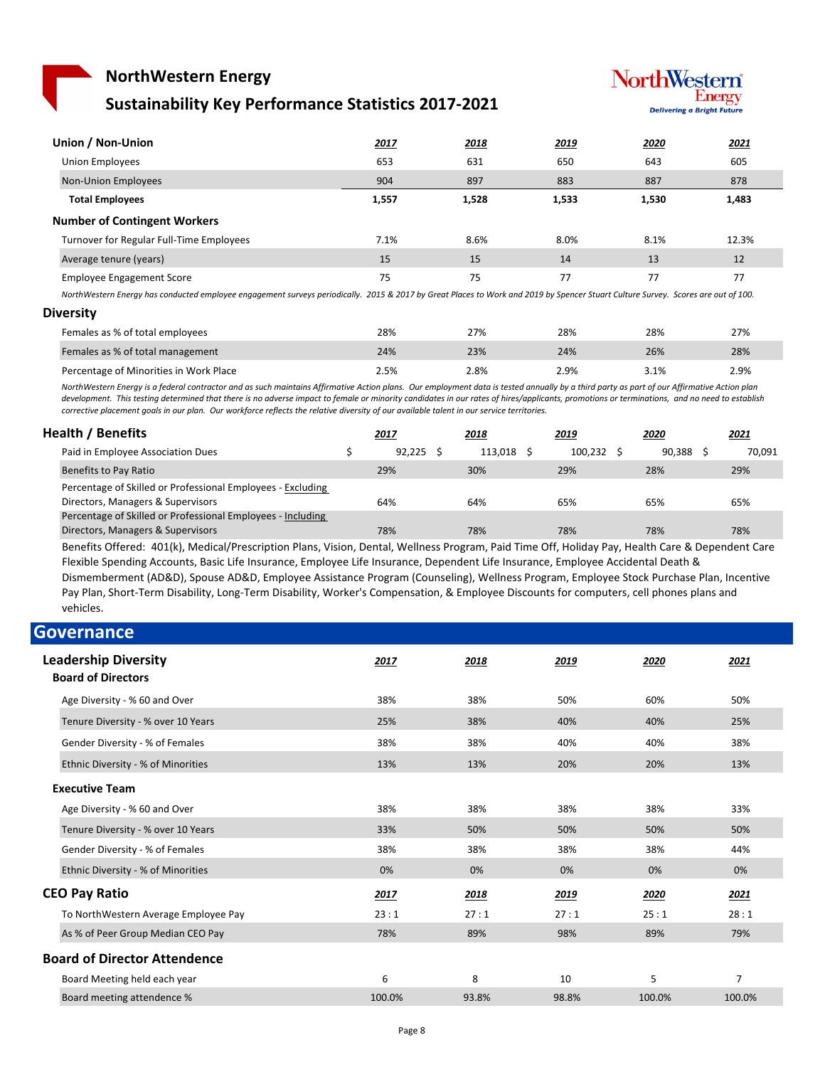# NorthWestern Energy

## Sustainability Key Performance Statistics 2017-2021

| Union / Non-Union | 2017 | 2018 | 2019 | 2020 | 2021 |
|---|---|---|---|---|---|
| Union Employees | 653 | 631 | 650 | 643 | 605 |
| Non-Union Employees | 904 | 897 | 883 | 887 | 878 |
| **Total Employees** | **1,557** | **1,528** | **1,533** | **1,530** | **1,483** |
| **Number of Contingent Workers** | | | | | |
| Turnover for Regular Full-Time Employees | 7.1% | 8.6% | 8.0% | 8.1% | 12.3% |
| Average tenure (years) | 15 | 15 | 14 | 13 | 12 |
| Employee Engagement Score | 75 | 75 | 77 | 77 | 77 |

*NorthWestern Energy has conducted employee engagement surveys periodically. 2015 & 2017 by Great Places to Work and 2019 by Spencer Stuart Culture Survey. Scores are out of 100.*

### Diversity

| | 2017 | 2018 | 2019 | 2020 | 2021 |
|---|---|---|---|---|---|
| Females as % of total employees | 28% | 27% | 28% | 28% | 27% |
| Females as % of total management | 24% | 23% | 24% | 26% | 28% |
| Percentage of Minorities in Work Place | 2.5% | 2.8% | 2.9% | 3.1% | 2.9% |

*NorthWestern Energy is a federal contractor and as such maintains Affirmative Action plans. Our employment data is tested annually by a third party as part of our Affirmative Action plan development. This testing determined that there is no adverse impact to female or minority candidates in our rates of hires/applicants, promotions or terminations, and no need to establish corrective placement goals in our plan. Our workforce reflects the relative diversity of our available talent in our service territories.*

### Health / Benefits

| Health / Benefits | 2017 | 2018 | 2019 | 2020 | 2021 |
|---|---|---|---|---|---|
| Paid in Employee Association Dues | $ 92,225 | $ 113,018 | $ 100,232 | $ 90,388 | $ 70,091 |
| Benefits to Pay Ratio | 29% | 30% | 29% | 28% | 29% |
| Percentage of Skilled or Professional Employees - Excluding Directors, Managers & Supervisors | 64% | 64% | 65% | 65% | 65% |
| Percentage of Skilled or Professional Employees - Including Directors, Managers & Supervisors | 78% | 78% | 78% | 78% | 78% |

Benefits Offered: 401(k), Medical/Prescription Plans, Vision, Dental, Wellness Program, Paid Time Off, Holiday Pay, Health Care & Dependent Care Flexible Spending Accounts, Basic Life Insurance, Employee Life Insurance, Dependent Life Insurance, Employee Accidental Death & Dismemberment (AD&D), Spouse AD&D, Employee Assistance Program (Counseling), Wellness Program, Employee Stock Purchase Plan, Incentive Pay Plan, Short-Term Disability, Long-Term Disability, Worker's Compensation, & Employee Discounts for computers, cell phones plans and vehicles.

## Governance

### Leadership Diversity

| Board of Directors | 2017 | 2018 | 2019 | 2020 | 2021 |
|---|---|---|---|---|---|
| Age Diversity - % 60 and Over | 38% | 38% | 50% | 60% | 50% |
| Tenure Diversity - % over 10 Years | 25% | 38% | 40% | 40% | 25% |
| Gender Diversity - % of Females | 38% | 38% | 40% | 40% | 38% |
| Ethnic Diversity - % of Minorities | 13% | 13% | 20% | 20% | 13% |
| **Executive Team** | | | | | |
| Age Diversity - % 60 and Over | 38% | 38% | 38% | 38% | 33% |
| Tenure Diversity - % over 10 Years | 33% | 50% | 50% | 50% | 50% |
| Gender Diversity - % of Females | 38% | 38% | 38% | 38% | 44% |
| Ethnic Diversity - % of Minorities | 0% | 0% | 0% | 0% | 0% |

### CEO Pay Ratio

| CEO Pay Ratio | 2017 | 2018 | 2019 | 2020 | 2021 |
|---|---|---|---|---|---|
| To NorthWestern Average Employee Pay | 23 : 1 | 27 : 1 | 27 : 1 | 25 : 1 | 28 : 1 |
| As % of Peer Group Median CEO Pay | 78% | 89% | 98% | 89% | 79% |

### Board of Director Attendence

| | 2017 | 2018 | 2019 | 2020 | 2021 |
|---|---|---|---|---|---|
| Board Meeting held each year | 6 | 8 | 10 | 5 | 7 |
| Board meeting attendence % | 100.0% | 93.8% | 98.8% | 100.0% | 100.0% |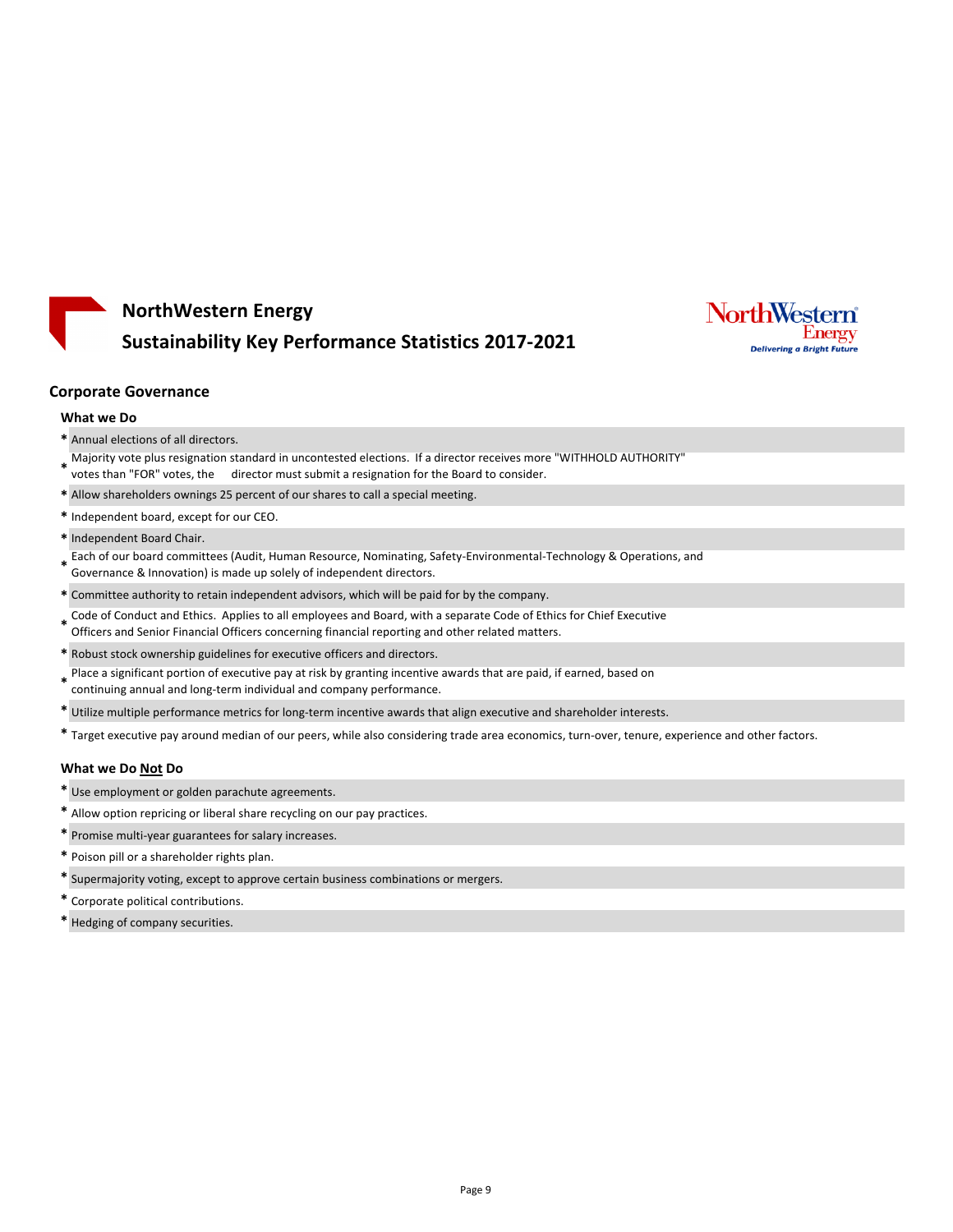# NorthWestern Energy

## Sustainability Key Performance Statistics 2017-2021

NorthWestern Energy
Delivering a Bright Future

### Corporate Governance

#### What we Do

- Annual elections of all directors.
- Majority vote plus resignation standard in uncontested elections. If a director receives more "WITHHOLD AUTHORITY" votes than "FOR" votes, the director must submit a resignation for the Board to consider.
- Allow shareholders ownings 25 percent of our shares to call a special meeting.
- Independent board, except for our CEO.
- Independent Board Chair.
- Each of our board committees (Audit, Human Resource, Nominating, Safety-Environmental-Technology & Operations, and Governance & Innovation) is made up solely of independent directors.
- Committee authority to retain independent advisors, which will be paid for by the company.
- Code of Conduct and Ethics. Applies to all employees and Board, with a separate Code of Ethics for Chief Executive Officers and Senior Financial Officers concerning financial reporting and other related matters.
- Robust stock ownership guidelines for executive officers and directors.
- Place a significant portion of executive pay at risk by granting incentive awards that are paid, if earned, based on continuing annual and long-term individual and company performance.
- Utilize multiple performance metrics for long-term incentive awards that align executive and shareholder interests.
- Target executive pay around median of our peers, while also considering trade area economics, turn-over, tenure, experience and other factors.

#### What we Do Not Do

- Use employment or golden parachute agreements.
- Allow option repricing or liberal share recycling on our pay practices.
- Promise multi-year guarantees for salary increases.
- Poison pill or a shareholder rights plan.
- Supermajority voting, except to approve certain business combinations or mergers.
- Corporate political contributions.
- Hedging of company securities.